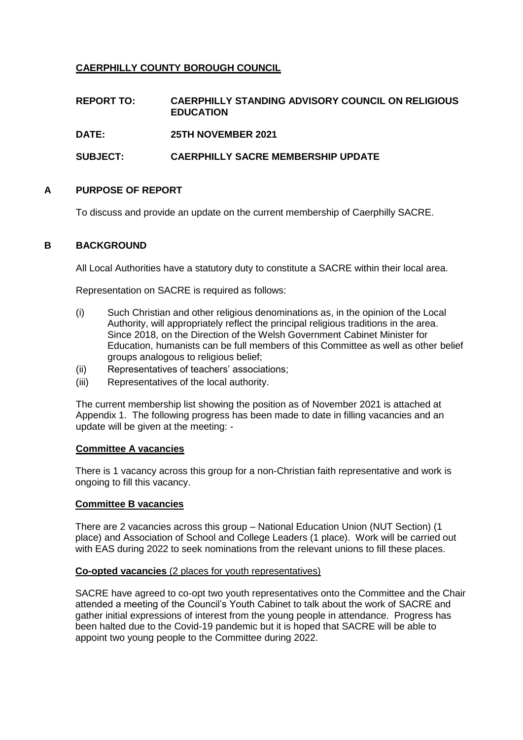**CAERPHILLY COUNTY BOROUGH COUNCIL**

**REPORT TO:** **CAERPHILLY STANDING ADVISORY COUNCIL ON RELIGIOUS EDUCATION**

**DATE:** **25TH NOVEMBER 2021**

**SUBJECT:** **CAERPHILLY SACRE MEMBERSHIP UPDATE**

## A PURPOSE OF REPORT

To discuss and provide an update on the current membership of Caerphilly SACRE.

## B BACKGROUND

All Local Authorities have a statutory duty to constitute a SACRE within their local area.

Representation on SACRE is required as follows:

(i) Such Christian and other religious denominations as, in the opinion of the Local Authority, will appropriately reflect the principal religious traditions in the area. Since 2018, on the Direction of the Welsh Government Cabinet Minister for Education, humanists can be full members of this Committee as well as other belief groups analogous to religious belief;

(ii) Representatives of teachers' associations;

(iii) Representatives of the local authority.

The current membership list showing the position as of November 2021 is attached at Appendix 1. The following progress has been made to date in filling vacancies and an update will be given at the meeting: -

**Committee A vacancies**

There is 1 vacancy across this group for a non-Christian faith representative and work is ongoing to fill this vacancy.

**Committee B vacancies**

There are 2 vacancies across this group – National Education Union (NUT Section) (1 place) and Association of School and College Leaders (1 place). Work will be carried out with EAS during 2022 to seek nominations from the relevant unions to fill these places.

**Co-opted vacancies** (2 places for youth representatives)

SACRE have agreed to co-opt two youth representatives onto the Committee and the Chair attended a meeting of the Council's Youth Cabinet to talk about the work of SACRE and gather initial expressions of interest from the young people in attendance. Progress has been halted due to the Covid-19 pandemic but it is hoped that SACRE will be able to appoint two young people to the Committee during 2022.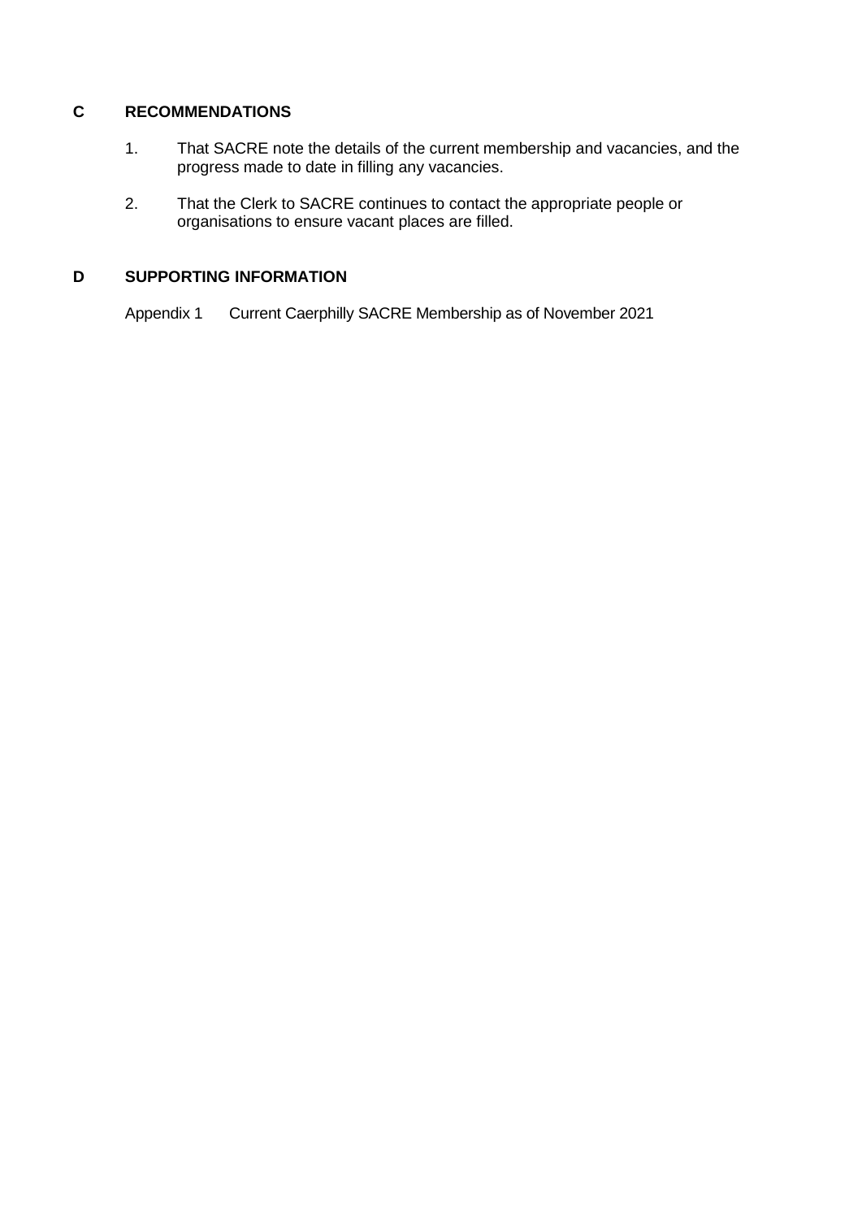## C RECOMMENDATIONS

1. That SACRE note the details of the current membership and vacancies, and the progress made to date in filling any vacancies.

2. That the Clerk to SACRE continues to contact the appropriate people or organisations to ensure vacant places are filled.

## D SUPPORTING INFORMATION

Appendix 1 Current Caerphilly SACRE Membership as of November 2021